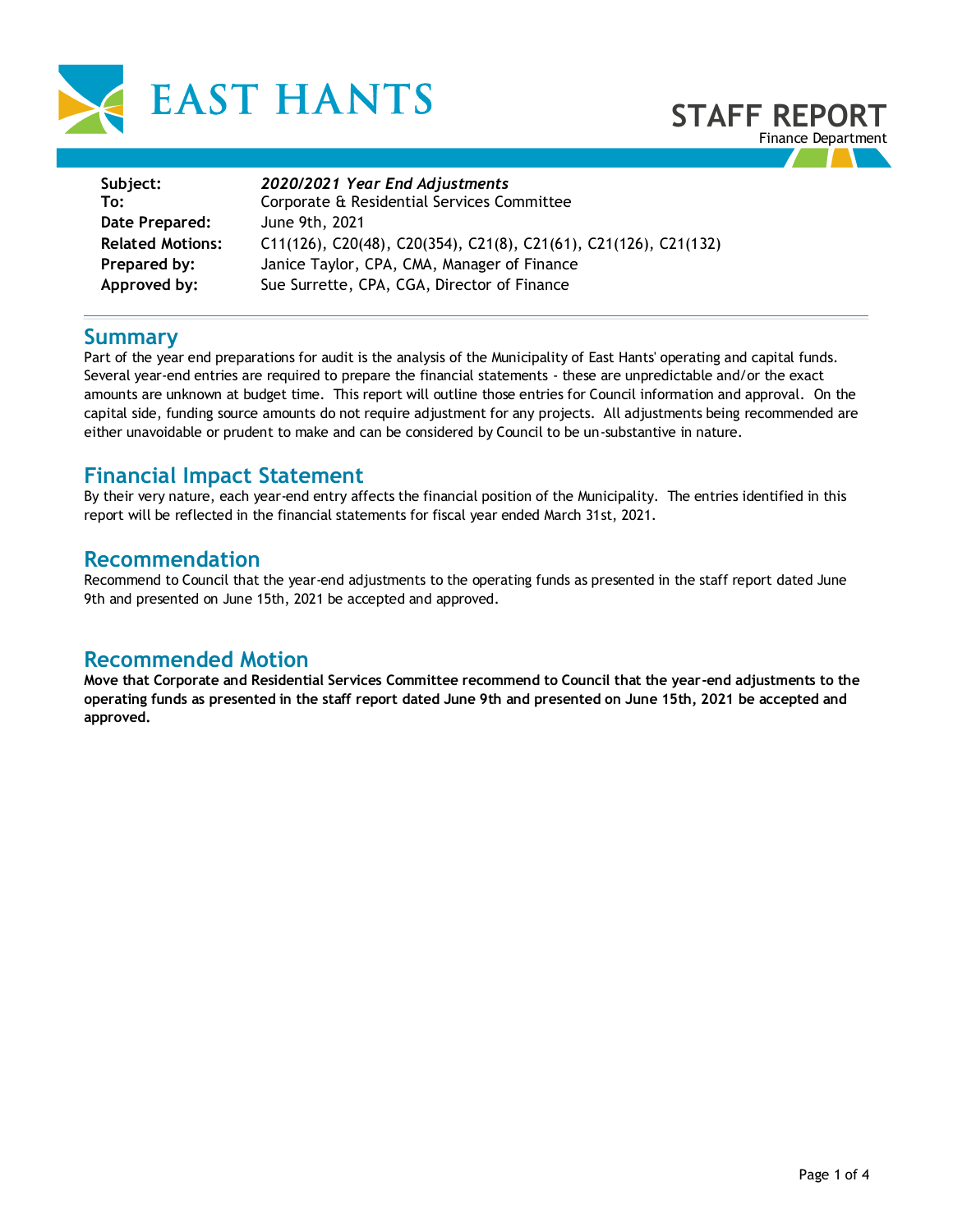EAST HANTS

# STAFF REPORT

Finance Department

| | |
|---|---|
| **Subject:** | ***2020/2021 Year End Adjustments*** |
| **To:** | Corporate & Residential Services Committee |
| **Date Prepared:** | June 9th, 2021 |
| **Related Motions:** | C11(126), C20(48), C20(354), C21(8), C21(61), C21(126), C21(132) |
| **Prepared by:** | Janice Taylor, CPA, CMA, Manager of Finance |
| **Approved by:** | Sue Surrette, CPA, CGA, Director of Finance |

## Summary

Part of the year end preparations for audit is the analysis of the Municipality of East Hants' operating and capital funds. Several year-end entries are required to prepare the financial statements - these are unpredictable and/or the exact amounts are unknown at budget time. This report will outline those entries for Council information and approval. On the capital side, funding source amounts do not require adjustment for any projects. All adjustments being recommended are either unavoidable or prudent to make and can be considered by Council to be un-substantive in nature.

## Financial Impact Statement

By their very nature, each year-end entry affects the financial position of the Municipality. The entries identified in this report will be reflected in the financial statements for fiscal year ended March 31st, 2021.

## Recommendation

Recommend to Council that the year-end adjustments to the operating funds as presented in the staff report dated June 9th and presented on June 15th, 2021 be accepted and approved.

## Recommended Motion

**Move that Corporate and Residential Services Committee recommend to Council that the year-end adjustments to the operating funds as presented in the staff report dated June 9th and presented on June 15th, 2021 be accepted and approved.**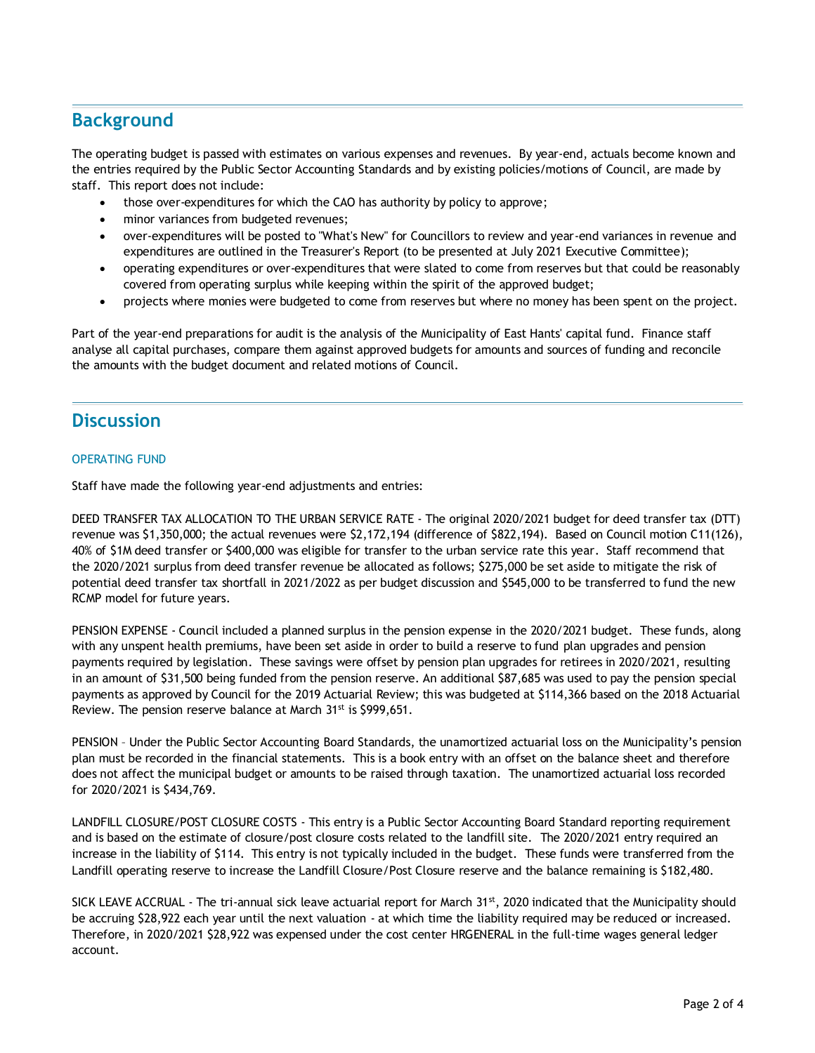## Background

The operating budget is passed with estimates on various expenses and revenues. By year-end, actuals become known and the entries required by the Public Sector Accounting Standards and by existing policies/motions of Council, are made by staff. This report does not include:

- those over-expenditures for which the CAO has authority by policy to approve;
- minor variances from budgeted revenues;
- over-expenditures will be posted to "What's New" for Councillors to review and year-end variances in revenue and expenditures are outlined in the Treasurer's Report (to be presented at July 2021 Executive Committee);
- operating expenditures or over-expenditures that were slated to come from reserves but that could be reasonably covered from operating surplus while keeping within the spirit of the approved budget;
- projects where monies were budgeted to come from reserves but where no money has been spent on the project.

Part of the year-end preparations for audit is the analysis of the Municipality of East Hants' capital fund. Finance staff analyse all capital purchases, compare them against approved budgets for amounts and sources of funding and reconcile the amounts with the budget document and related motions of Council.

## Discussion

### OPERATING FUND

Staff have made the following year-end adjustments and entries:

DEED TRANSFER TAX ALLOCATION TO THE URBAN SERVICE RATE - The original 2020/2021 budget for deed transfer tax (DTT) revenue was $1,350,000; the actual revenues were $2,172,194 (difference of $822,194). Based on Council motion C11(126), 40% of $1M deed transfer or $400,000 was eligible for transfer to the urban service rate this year. Staff recommend that the 2020/2021 surplus from deed transfer revenue be allocated as follows; $275,000 be set aside to mitigate the risk of potential deed transfer tax shortfall in 2021/2022 as per budget discussion and $545,000 to be transferred to fund the new RCMP model for future years.

PENSION EXPENSE - Council included a planned surplus in the pension expense in the 2020/2021 budget. These funds, along with any unspent health premiums, have been set aside in order to build a reserve to fund plan upgrades and pension payments required by legislation. These savings were offset by pension plan upgrades for retirees in 2020/2021, resulting in an amount of $31,500 being funded from the pension reserve. An additional $87,685 was used to pay the pension special payments as approved by Council for the 2019 Actuarial Review; this was budgeted at $114,366 based on the 2018 Actuarial Review. The pension reserve balance at March 31st is $999,651.

PENSION – Under the Public Sector Accounting Board Standards, the unamortized actuarial loss on the Municipality's pension plan must be recorded in the financial statements. This is a book entry with an offset on the balance sheet and therefore does not affect the municipal budget or amounts to be raised through taxation. The unamortized actuarial loss recorded for 2020/2021 is $434,769.

LANDFILL CLOSURE/POST CLOSURE COSTS - This entry is a Public Sector Accounting Board Standard reporting requirement and is based on the estimate of closure/post closure costs related to the landfill site. The 2020/2021 entry required an increase in the liability of $114. This entry is not typically included in the budget. These funds were transferred from the Landfill operating reserve to increase the Landfill Closure/Post Closure reserve and the balance remaining is $182,480.

SICK LEAVE ACCRUAL - The tri-annual sick leave actuarial report for March 31st, 2020 indicated that the Municipality should be accruing $28,922 each year until the next valuation - at which time the liability required may be reduced or increased. Therefore, in 2020/2021 $28,922 was expensed under the cost center HRGENERAL in the full-time wages general ledger account.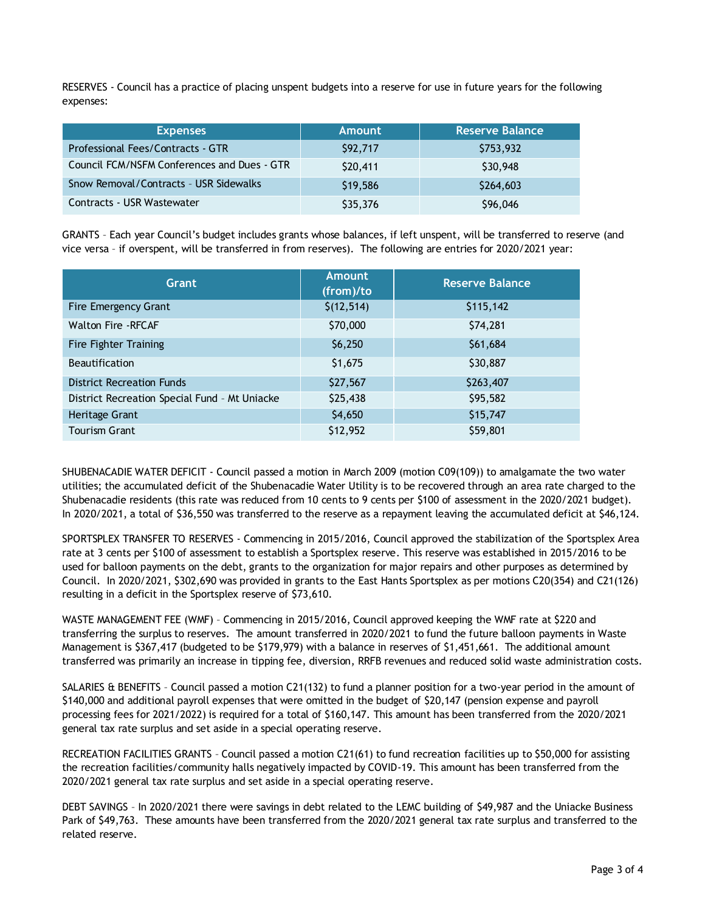RESERVES - Council has a practice of placing unspent budgets into a reserve for use in future years for the following expenses:

| Expenses | Amount | Reserve Balance |
|---|---|---|
| Professional Fees/Contracts - GTR | $92,717 | $753,932 |
| Council FCM/NSFM Conferences and Dues - GTR | $20,411 | $30,948 |
| Snow Removal/Contracts – USR Sidewalks | $19,586 | $264,603 |
| Contracts - USR Wastewater | $35,376 | $96,046 |

GRANTS – Each year Council's budget includes grants whose balances, if left unspent, will be transferred to reserve (and vice versa – if overspent, will be transferred in from reserves). The following are entries for 2020/2021 year:

| Grant | Amount (from)/to | Reserve Balance |
|---|---|---|
| Fire Emergency Grant | $(12,514) | $115,142 |
| Walton Fire -RFCAF | $70,000 | $74,281 |
| Fire Fighter Training | $6,250 | $61,684 |
| Beautification | $1,675 | $30,887 |
| District Recreation Funds | $27,567 | $263,407 |
| District Recreation Special Fund – Mt Uniacke | $25,438 | $95,582 |
| Heritage Grant | $4,650 | $15,747 |
| Tourism Grant | $12,952 | $59,801 |

SHUBENACADIE WATER DEFICIT - Council passed a motion in March 2009 (motion C09(109)) to amalgamate the two water utilities; the accumulated deficit of the Shubenacadie Water Utility is to be recovered through an area rate charged to the Shubenacadie residents (this rate was reduced from 10 cents to 9 cents per $100 of assessment in the 2020/2021 budget). In 2020/2021, a total of $36,550 was transferred to the reserve as a repayment leaving the accumulated deficit at $46,124.

SPORTSPLEX TRANSFER TO RESERVES - Commencing in 2015/2016, Council approved the stabilization of the Sportsplex Area rate at 3 cents per $100 of assessment to establish a Sportsplex reserve. This reserve was established in 2015/2016 to be used for balloon payments on the debt, grants to the organization for major repairs and other purposes as determined by Council. In 2020/2021, $302,690 was provided in grants to the East Hants Sportsplex as per motions C20(354) and C21(126) resulting in a deficit in the Sportsplex reserve of $73,610.

WASTE MANAGEMENT FEE (WMF) – Commencing in 2015/2016, Council approved keeping the WMF rate at $220 and transferring the surplus to reserves. The amount transferred in 2020/2021 to fund the future balloon payments in Waste Management is $367,417 (budgeted to be $179,979) with a balance in reserves of $1,451,661. The additional amount transferred was primarily an increase in tipping fee, diversion, RRFB revenues and reduced solid waste administration costs.

SALARIES & BENEFITS – Council passed a motion C21(132) to fund a planner position for a two-year period in the amount of $140,000 and additional payroll expenses that were omitted in the budget of $20,147 (pension expense and payroll processing fees for 2021/2022) is required for a total of $160,147. This amount has been transferred from the 2020/2021 general tax rate surplus and set aside in a special operating reserve.

RECREATION FACILITIES GRANTS – Council passed a motion C21(61) to fund recreation facilities up to $50,000 for assisting the recreation facilities/community halls negatively impacted by COVID-19. This amount has been transferred from the 2020/2021 general tax rate surplus and set aside in a special operating reserve.

DEBT SAVINGS – In 2020/2021 there were savings in debt related to the LEMC building of $49,987 and the Uniacke Business Park of $49,763. These amounts have been transferred from the 2020/2021 general tax rate surplus and transferred to the related reserve.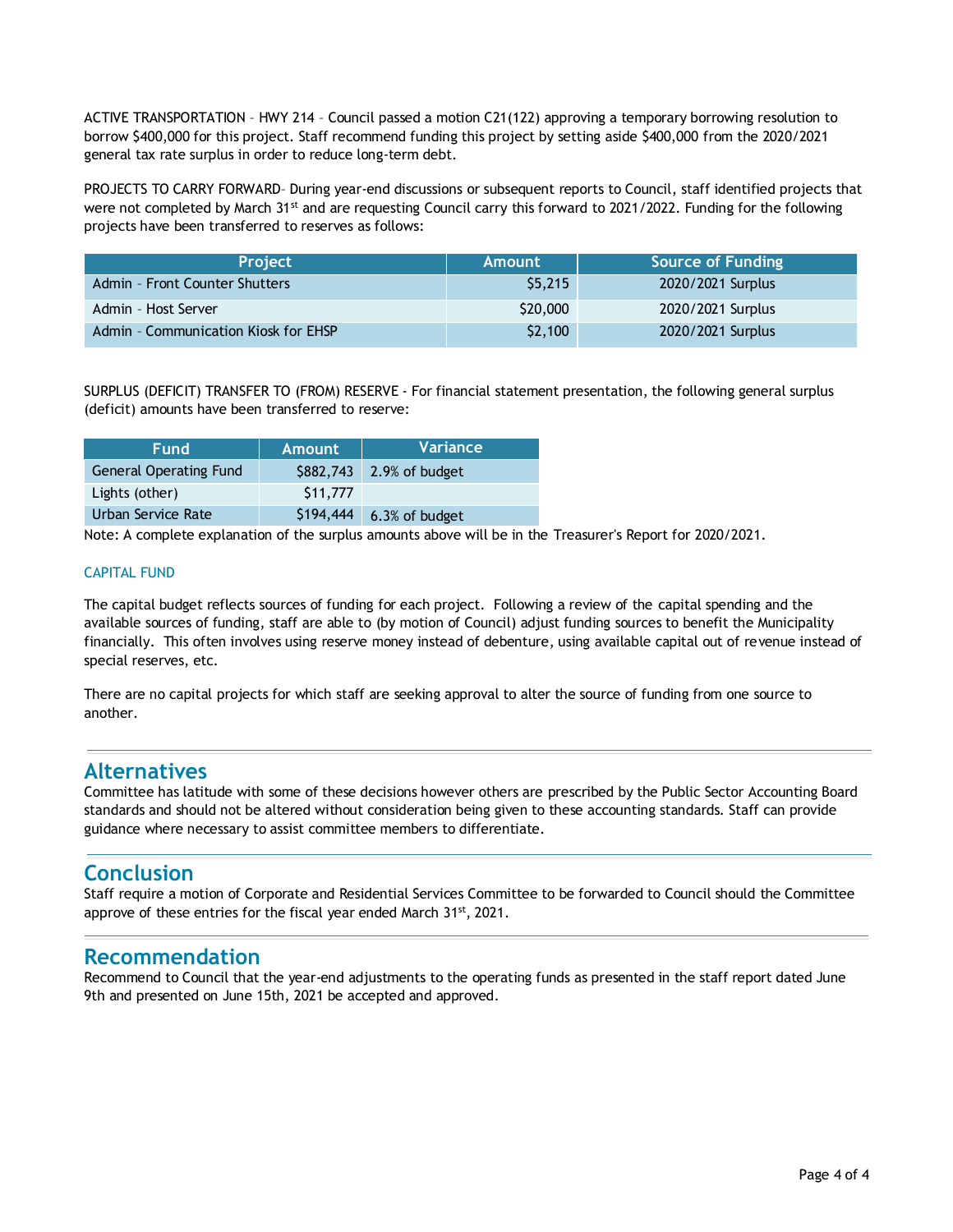ACTIVE TRANSPORTATION – HWY 214 – Council passed a motion C21(122) approving a temporary borrowing resolution to borrow $400,000 for this project. Staff recommend funding this project by setting aside $400,000 from the 2020/2021 general tax rate surplus in order to reduce long-term debt.

PROJECTS TO CARRY FORWARD– During year-end discussions or subsequent reports to Council, staff identified projects that were not completed by March 31st and are requesting Council carry this forward to 2021/2022. Funding for the following projects have been transferred to reserves as follows:

| Project | Amount | Source of Funding |
|---|---|---|
| Admin – Front Counter Shutters | $5,215 | 2020/2021 Surplus |
| Admin – Host Server | $20,000 | 2020/2021 Surplus |
| Admin – Communication Kiosk for EHSP | $2,100 | 2020/2021 Surplus |

SURPLUS (DEFICIT) TRANSFER TO (FROM) RESERVE - For financial statement presentation, the following general surplus (deficit) amounts have been transferred to reserve:

| Fund | Amount | Variance |
|---|---|---|
| General Operating Fund | $882,743 | 2.9% of budget |
| Lights (other) | $11,777 | |
| Urban Service Rate | $194,444 | 6.3% of budget |

Note: A complete explanation of the surplus amounts above will be in the Treasurer's Report for 2020/2021.

### CAPITAL FUND

The capital budget reflects sources of funding for each project. Following a review of the capital spending and the available sources of funding, staff are able to (by motion of Council) adjust funding sources to benefit the Municipality financially. This often involves using reserve money instead of debenture, using available capital out of revenue instead of special reserves, etc.

There are no capital projects for which staff are seeking approval to alter the source of funding from one source to another.

## Alternatives

Committee has latitude with some of these decisions however others are prescribed by the Public Sector Accounting Board standards and should not be altered without consideration being given to these accounting standards. Staff can provide guidance where necessary to assist committee members to differentiate.

## Conclusion

Staff require a motion of Corporate and Residential Services Committee to be forwarded to Council should the Committee approve of these entries for the fiscal year ended March 31st, 2021.

## Recommendation

Recommend to Council that the year-end adjustments to the operating funds as presented in the staff report dated June 9th and presented on June 15th, 2021 be accepted and approved.